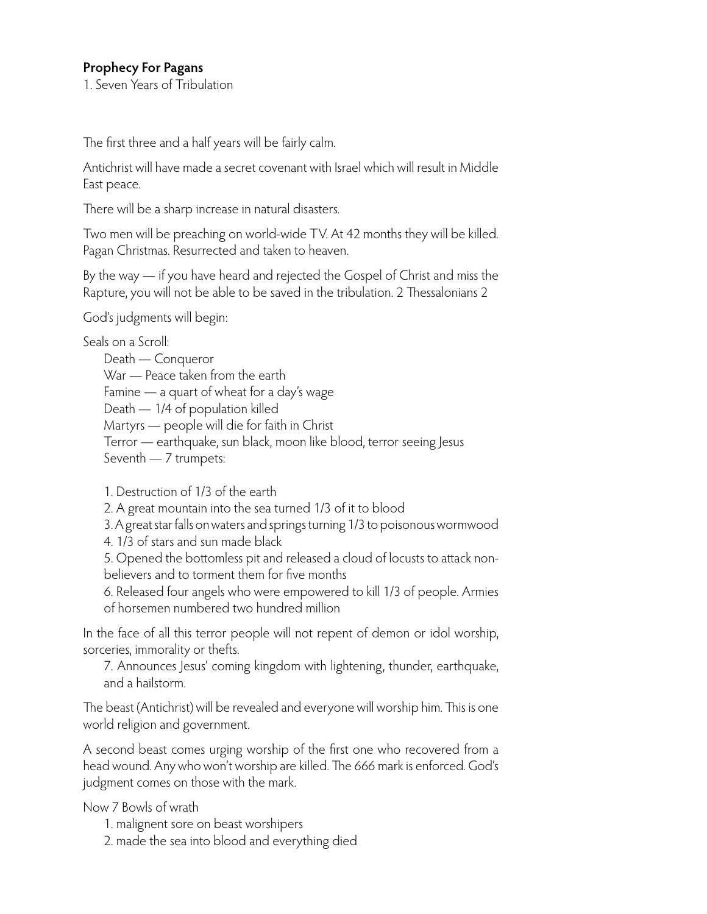**Prophecy For Pagans**

1. Seven Years of Tribulation

The first three and a half years will be fairly calm.

Antichrist will have made a secret covenant with Israel which will result in Middle East peace.

There will be a sharp increase in natural disasters.

Two men will be preaching on world-wide TV. At 42 months they will be killed. Pagan Christmas. Resurrected and taken to heaven.

By the way — if you have heard and rejected the Gospel of Christ and miss the Rapture, you will not be able to be saved in the tribulation. 2 Thessalonians 2

God's judgments will begin:

Seals on a Scroll:

- Death — Conqueror
- War — Peace taken from the earth
- Famine — a quart of wheat for a day's wage
- Death — 1/4 of population killed
- Martyrs — people will die for faith in Christ
- Terror — earthquake, sun black, moon like blood, terror seeing Jesus
- Seventh — 7 trumpets:

1. Destruction of 1/3 of the earth
2. A great mountain into the sea turned 1/3 of it to blood
3. A great star falls on waters and springs turning 1/3 to poisonous wormwood
4. 1/3 of stars and sun made black
5. Opened the bottomless pit and released a cloud of locusts to attack non-believers and to torment them for five months
6. Released four angels who were empowered to kill 1/3 of people. Armies of horsemen numbered two hundred million

In the face of all this terror people will not repent of demon or idol worship, sorceries, immorality or thefts.

7. Announces Jesus' coming kingdom with lightening, thunder, earthquake, and a hailstorm.

The beast (Antichrist) will be revealed and everyone will worship him. This is one world religion and government.

A second beast comes urging worship of the first one who recovered from a head wound. Any who won't worship are killed. The 666 mark is enforced. God's judgment comes on those with the mark.

Now 7 Bowls of wrath

1. malignent sore on beast worshipers
2. made the sea into blood and everything died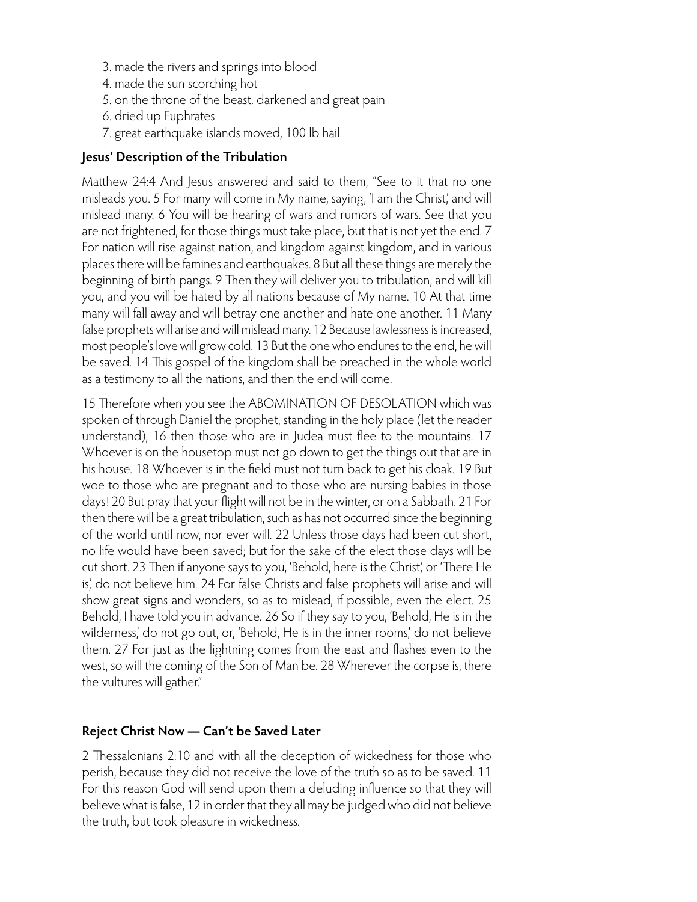3. made the rivers and springs into blood
4. made the sun scorching hot
5. on the throne of the beast. darkened and great pain
6. dried up Euphrates
7. great earthquake islands moved, 100 lb hail

**Jesus' Description of the Tribulation**

Matthew 24:4 And Jesus answered and said to them, "See to it that no one misleads you. 5 For many will come in My name, saying, 'I am the Christ,' and will mislead many. 6 You will be hearing of wars and rumors of wars. See that you are not frightened, for those things must take place, but that is not yet the end. 7 For nation will rise against nation, and kingdom against kingdom, and in various places there will be famines and earthquakes. 8 But all these things are merely the beginning of birth pangs. 9 Then they will deliver you to tribulation, and will kill you, and you will be hated by all nations because of My name. 10 At that time many will fall away and will betray one another and hate one another. 11 Many false prophets will arise and will mislead many. 12 Because lawlessness is increased, most people's love will grow cold. 13 But the one who endures to the end, he will be saved. 14 This gospel of the kingdom shall be preached in the whole world as a testimony to all the nations, and then the end will come.

15 Therefore when you see the ABOMINATION OF DESOLATION which was spoken of through Daniel the prophet, standing in the holy place (let the reader understand), 16 then those who are in Judea must flee to the mountains. 17 Whoever is on the housetop must not go down to get the things out that are in his house. 18 Whoever is in the field must not turn back to get his cloak. 19 But woe to those who are pregnant and to those who are nursing babies in those days! 20 But pray that your flight will not be in the winter, or on a Sabbath. 21 For then there will be a great tribulation, such as has not occurred since the beginning of the world until now, nor ever will. 22 Unless those days had been cut short, no life would have been saved; but for the sake of the elect those days will be cut short. 23 Then if anyone says to you, 'Behold, here is the Christ,' or 'There He is,' do not believe him. 24 For false Christs and false prophets will arise and will show great signs and wonders, so as to mislead, if possible, even the elect. 25 Behold, I have told you in advance. 26 So if they say to you, 'Behold, He is in the wilderness,' do not go out, or, 'Behold, He is in the inner rooms,' do not believe them. 27 For just as the lightning comes from the east and flashes even to the west, so will the coming of the Son of Man be. 28 Wherever the corpse is, there the vultures will gather."

**Reject Christ Now — Can't be Saved Later**

2 Thessalonians 2:10 and with all the deception of wickedness for those who perish, because they did not receive the love of the truth so as to be saved. 11 For this reason God will send upon them a deluding influence so that they will believe what is false, 12 in order that they all may be judged who did not believe the truth, but took pleasure in wickedness.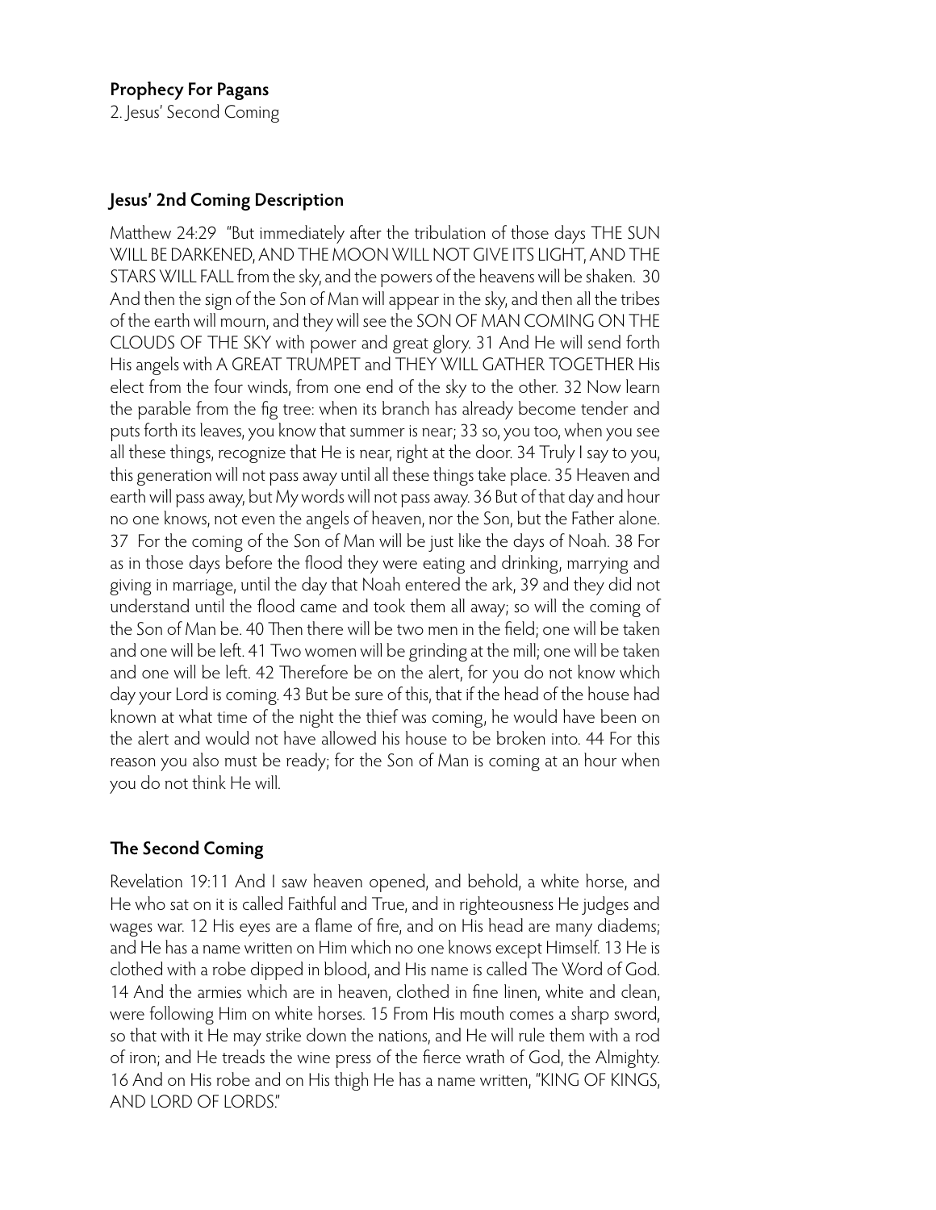**Prophecy For Pagans**
2. Jesus' Second Coming

## Jesus' 2nd Coming Description

Matthew 24:29 "But immediately after the tribulation of those days THE SUN WILL BE DARKENED, AND THE MOON WILL NOT GIVE ITS LIGHT, AND THE STARS WILL FALL from the sky, and the powers of the heavens will be shaken. 30 And then the sign of the Son of Man will appear in the sky, and then all the tribes of the earth will mourn, and they will see the SON OF MAN COMING ON THE CLOUDS OF THE SKY with power and great glory. 31 And He will send forth His angels with A GREAT TRUMPET and THEY WILL GATHER TOGETHER His elect from the four winds, from one end of the sky to the other. 32 Now learn the parable from the fig tree: when its branch has already become tender and puts forth its leaves, you know that summer is near; 33 so, you too, when you see all these things, recognize that He is near, right at the door. 34 Truly I say to you, this generation will not pass away until all these things take place. 35 Heaven and earth will pass away, but My words will not pass away. 36 But of that day and hour no one knows, not even the angels of heaven, nor the Son, but the Father alone. 37 For the coming of the Son of Man will be just like the days of Noah. 38 For as in those days before the flood they were eating and drinking, marrying and giving in marriage, until the day that Noah entered the ark, 39 and they did not understand until the flood came and took them all away; so will the coming of the Son of Man be. 40 Then there will be two men in the field; one will be taken and one will be left. 41 Two women will be grinding at the mill; one will be taken and one will be left. 42 Therefore be on the alert, for you do not know which day your Lord is coming. 43 But be sure of this, that if the head of the house had known at what time of the night the thief was coming, he would have been on the alert and would not have allowed his house to be broken into. 44 For this reason you also must be ready; for the Son of Man is coming at an hour when you do not think He will.

## The Second Coming

Revelation 19:11 And I saw heaven opened, and behold, a white horse, and He who sat on it is called Faithful and True, and in righteousness He judges and wages war. 12 His eyes are a flame of fire, and on His head are many diadems; and He has a name written on Him which no one knows except Himself. 13 He is clothed with a robe dipped in blood, and His name is called The Word of God. 14 And the armies which are in heaven, clothed in fine linen, white and clean, were following Him on white horses. 15 From His mouth comes a sharp sword, so that with it He may strike down the nations, and He will rule them with a rod of iron; and He treads the wine press of the fierce wrath of God, the Almighty. 16 And on His robe and on His thigh He has a name written, "KING OF KINGS, AND LORD OF LORDS."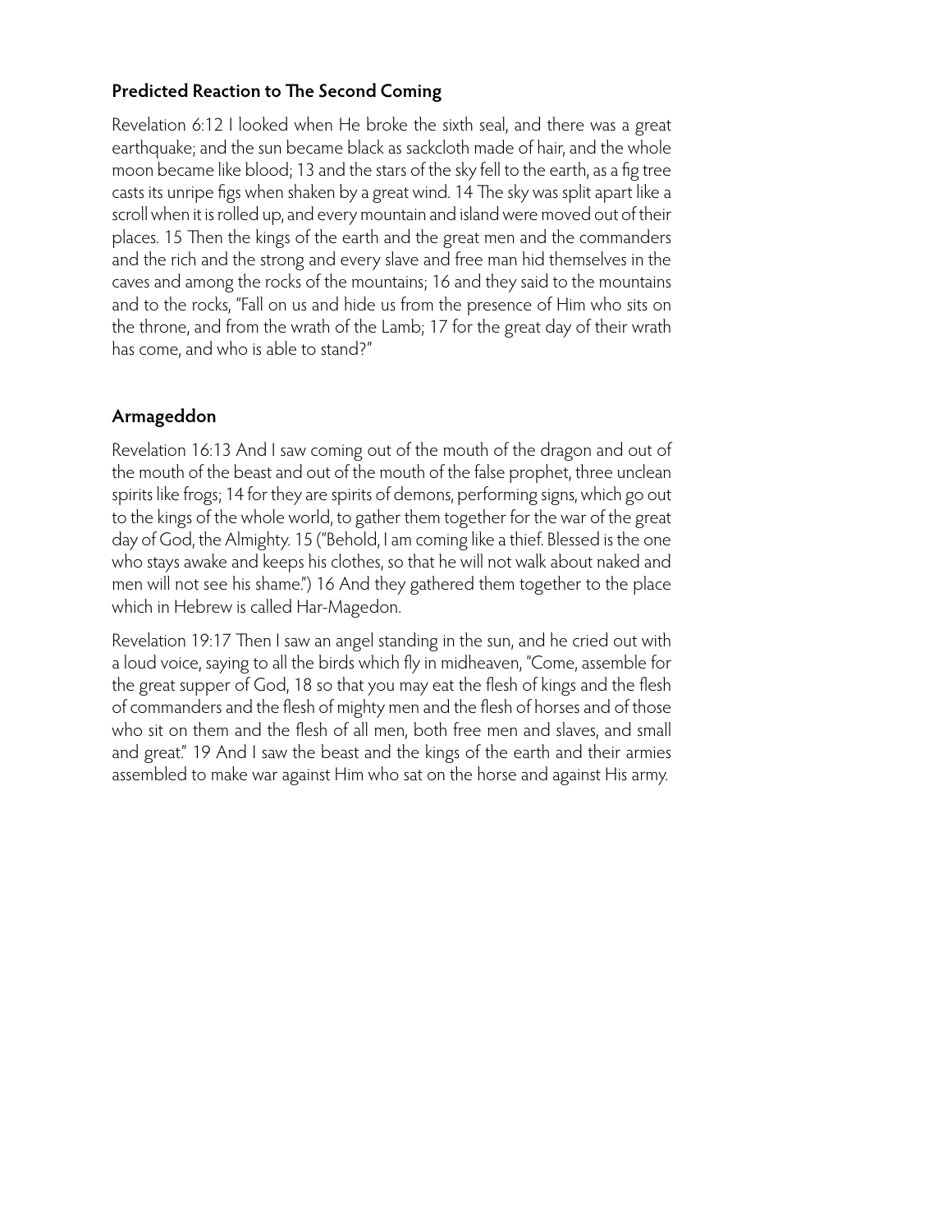### Predicted Reaction to The Second Coming

Revelation 6:12 I looked when He broke the sixth seal, and there was a great earthquake; and the sun became black as sackcloth made of hair, and the whole moon became like blood; 13 and the stars of the sky fell to the earth, as a fig tree casts its unripe figs when shaken by a great wind. 14 The sky was split apart like a scroll when it is rolled up, and every mountain and island were moved out of their places. 15 Then the kings of the earth and the great men and the commanders and the rich and the strong and every slave and free man hid themselves in the caves and among the rocks of the mountains; 16 and they said to the mountains and to the rocks, "Fall on us and hide us from the presence of Him who sits on the throne, and from the wrath of the Lamb; 17 for the great day of their wrath has come, and who is able to stand?"

### Armageddon

Revelation 16:13 And I saw coming out of the mouth of the dragon and out of the mouth of the beast and out of the mouth of the false prophet, three unclean spirits like frogs; 14 for they are spirits of demons, performing signs, which go out to the kings of the whole world, to gather them together for the war of the great day of God, the Almighty. 15 ("Behold, I am coming like a thief. Blessed is the one who stays awake and keeps his clothes, so that he will not walk about naked and men will not see his shame.") 16 And they gathered them together to the place which in Hebrew is called Har-Magedon.

Revelation 19:17 Then I saw an angel standing in the sun, and he cried out with a loud voice, saying to all the birds which fly in midheaven, "Come, assemble for the great supper of God, 18 so that you may eat the flesh of kings and the flesh of commanders and the flesh of mighty men and the flesh of horses and of those who sit on them and the flesh of all men, both free men and slaves, and small and great." 19 And I saw the beast and the kings of the earth and their armies assembled to make war against Him who sat on the horse and against His army.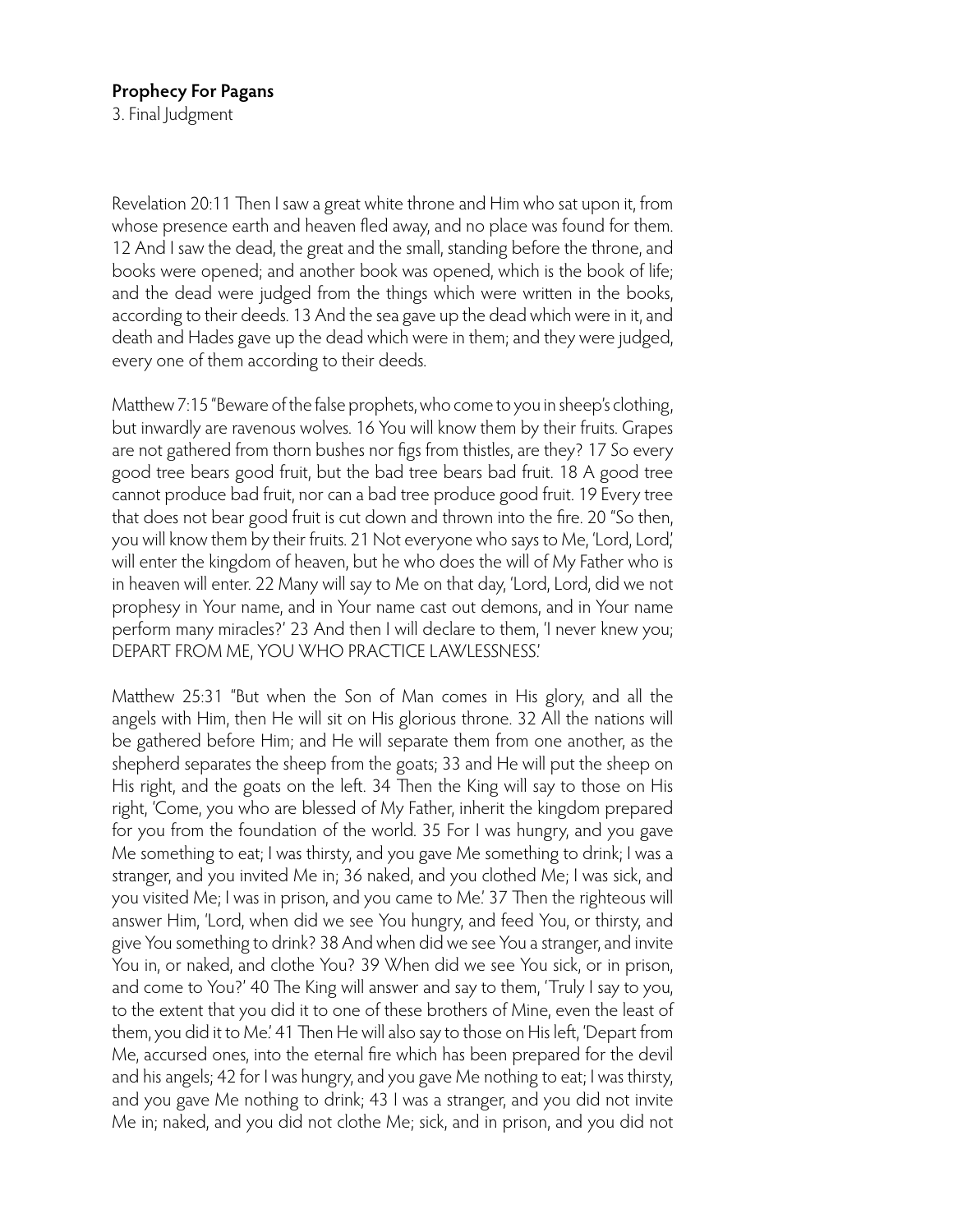**Prophecy For Pagans**
3. Final Judgment

Revelation 20:11 Then I saw a great white throne and Him who sat upon it, from whose presence earth and heaven fled away, and no place was found for them. 12 And I saw the dead, the great and the small, standing before the throne, and books were opened; and another book was opened, which is the book of life; and the dead were judged from the things which were written in the books, according to their deeds. 13 And the sea gave up the dead which were in it, and death and Hades gave up the dead which were in them; and they were judged, every one of them according to their deeds.

Matthew 7:15 "Beware of the false prophets, who come to you in sheep's clothing, but inwardly are ravenous wolves. 16 You will know them by their fruits. Grapes are not gathered from thorn bushes nor figs from thistles, are they? 17 So every good tree bears good fruit, but the bad tree bears bad fruit. 18 A good tree cannot produce bad fruit, nor can a bad tree produce good fruit. 19 Every tree that does not bear good fruit is cut down and thrown into the fire. 20 "So then, you will know them by their fruits. 21 Not everyone who says to Me, 'Lord, Lord,' will enter the kingdom of heaven, but he who does the will of My Father who is in heaven will enter. 22 Many will say to Me on that day, 'Lord, Lord, did we not prophesy in Your name, and in Your name cast out demons, and in Your name perform many miracles?' 23 And then I will declare to them, 'I never knew you; DEPART FROM ME, YOU WHO PRACTICE LAWLESSNESS.'

Matthew 25:31 "But when the Son of Man comes in His glory, and all the angels with Him, then He will sit on His glorious throne. 32 All the nations will be gathered before Him; and He will separate them from one another, as the shepherd separates the sheep from the goats; 33 and He will put the sheep on His right, and the goats on the left. 34 Then the King will say to those on His right, 'Come, you who are blessed of My Father, inherit the kingdom prepared for you from the foundation of the world. 35 For I was hungry, and you gave Me something to eat; I was thirsty, and you gave Me something to drink; I was a stranger, and you invited Me in; 36 naked, and you clothed Me; I was sick, and you visited Me; I was in prison, and you came to Me.' 37 Then the righteous will answer Him, 'Lord, when did we see You hungry, and feed You, or thirsty, and give You something to drink? 38 And when did we see You a stranger, and invite You in, or naked, and clothe You? 39 When did we see You sick, or in prison, and come to You?' 40 The King will answer and say to them, 'Truly I say to you, to the extent that you did it to one of these brothers of Mine, even the least of them, you did it to Me.' 41 Then He will also say to those on His left, 'Depart from Me, accursed ones, into the eternal fire which has been prepared for the devil and his angels; 42 for I was hungry, and you gave Me nothing to eat; I was thirsty, and you gave Me nothing to drink; 43 I was a stranger, and you did not invite Me in; naked, and you did not clothe Me; sick, and in prison, and you did not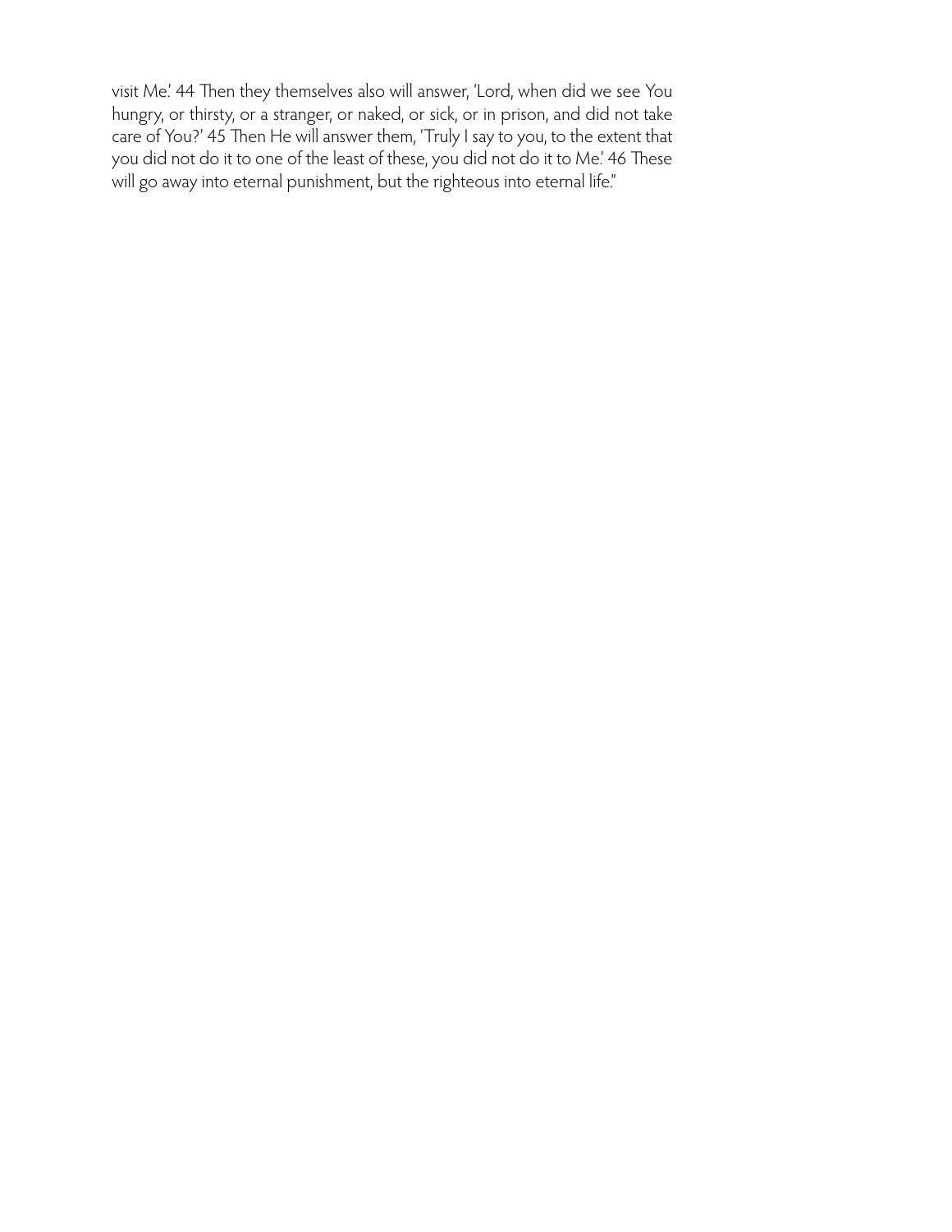visit Me.' 44 Then they themselves also will answer, 'Lord, when did we see You hungry, or thirsty, or a stranger, or naked, or sick, or in prison, and did not take care of You?' 45 Then He will answer them, 'Truly I say to you, to the extent that you did not do it to one of the least of these, you did not do it to Me.' 46 These will go away into eternal punishment, but the righteous into eternal life."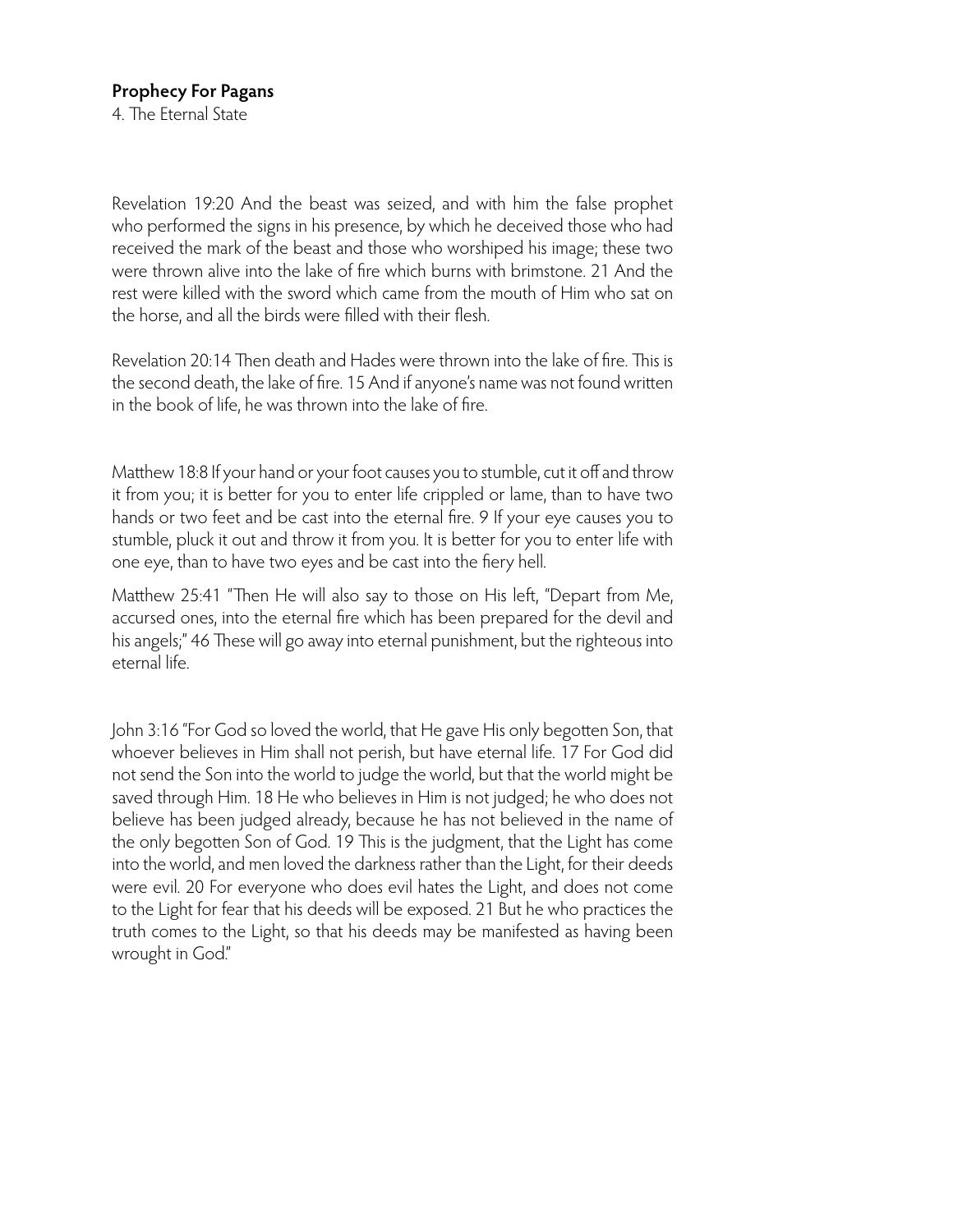**Prophecy For Pagans**
4. The Eternal State

Revelation 19:20 And the beast was seized, and with him the false prophet who performed the signs in his presence, by which he deceived those who had received the mark of the beast and those who worshiped his image; these two were thrown alive into the lake of fire which burns with brimstone. 21 And the rest were killed with the sword which came from the mouth of Him who sat on the horse, and all the birds were filled with their flesh.

Revelation 20:14 Then death and Hades were thrown into the lake of fire. This is the second death, the lake of fire. 15 And if anyone's name was not found written in the book of life, he was thrown into the lake of fire.

Matthew 18:8 If your hand or your foot causes you to stumble, cut it off and throw it from you; it is better for you to enter life crippled or lame, than to have two hands or two feet and be cast into the eternal fire. 9 If your eye causes you to stumble, pluck it out and throw it from you. It is better for you to enter life with one eye, than to have two eyes and be cast into the fiery hell.

Matthew 25:41 "Then He will also say to those on His left, "Depart from Me, accursed ones, into the eternal fire which has been prepared for the devil and his angels;" 46 These will go away into eternal punishment, but the righteous into eternal life.

John 3:16 "For God so loved the world, that He gave His only begotten Son, that whoever believes in Him shall not perish, but have eternal life. 17 For God did not send the Son into the world to judge the world, but that the world might be saved through Him. 18 He who believes in Him is not judged; he who does not believe has been judged already, because he has not believed in the name of the only begotten Son of God. 19 This is the judgment, that the Light has come into the world, and men loved the darkness rather than the Light, for their deeds were evil. 20 For everyone who does evil hates the Light, and does not come to the Light for fear that his deeds will be exposed. 21 But he who practices the truth comes to the Light, so that his deeds may be manifested as having been wrought in God."